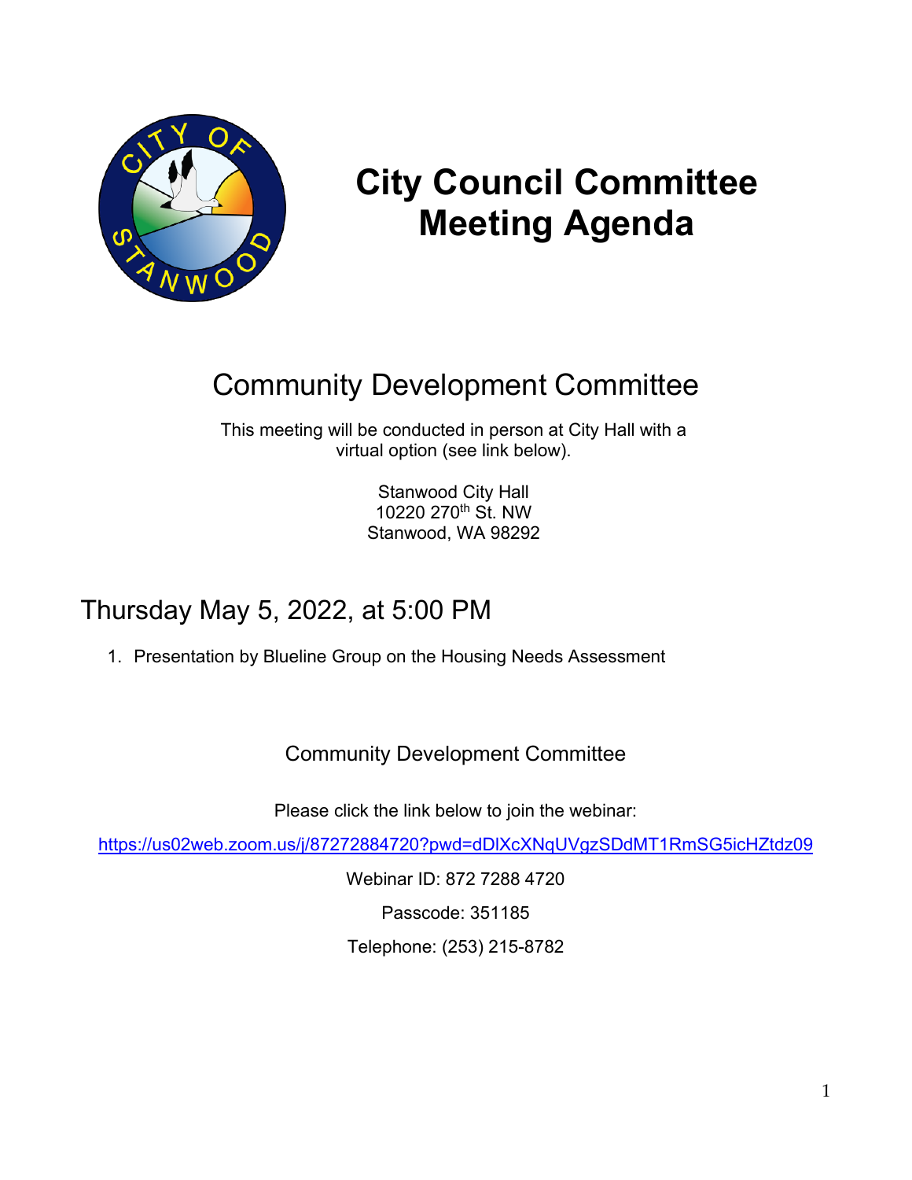# City Council Committee Meeting Agenda

## Community Development Committee

This meeting will be conducted in person at City Hall with a virtual option (see link below).

Stanwood City Hall
10220 270th St. NW
Stanwood, WA 98292

## Thursday May 5, 2022, at 5:00 PM

1. Presentation by Blueline Group on the Housing Needs Assessment

Community Development Committee

Please click the link below to join the webinar:

https://us02web.zoom.us/j/87272884720?pwd=dDlXcXNqUVgzSDdMT1RmSG5icHZtdz09

Webinar ID: 872 7288 4720

Passcode: 351185

Telephone: (253) 215-8782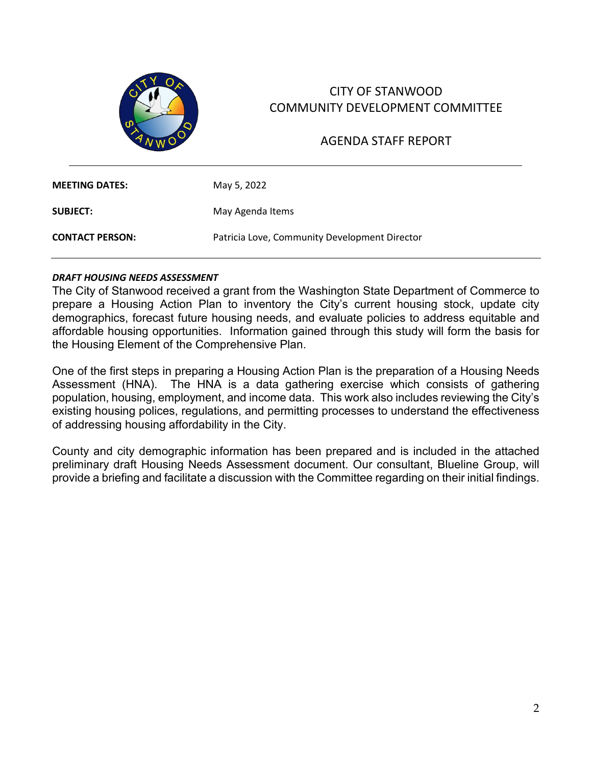CITY OF STANWOOD
COMMUNITY DEVELOPMENT COMMITTEE

AGENDA STAFF REPORT

| | |
|---|---|
| **MEETING DATES:** | May 5, 2022 |
| **SUBJECT:** | May Agenda Items |
| **CONTACT PERSON:** | Patricia Love, Community Development Director |

***DRAFT HOUSING NEEDS ASSESSMENT***

The City of Stanwood received a grant from the Washington State Department of Commerce to prepare a Housing Action Plan to inventory the City's current housing stock, update city demographics, forecast future housing needs, and evaluate policies to address equitable and affordable housing opportunities. Information gained through this study will form the basis for the Housing Element of the Comprehensive Plan.

One of the first steps in preparing a Housing Action Plan is the preparation of a Housing Needs Assessment (HNA). The HNA is a data gathering exercise which consists of gathering population, housing, employment, and income data. This work also includes reviewing the City's existing housing polices, regulations, and permitting processes to understand the effectiveness of addressing housing affordability in the City.

County and city demographic information has been prepared and is included in the attached preliminary draft Housing Needs Assessment document. Our consultant, Blueline Group, will provide a briefing and facilitate a discussion with the Committee regarding on their initial findings.